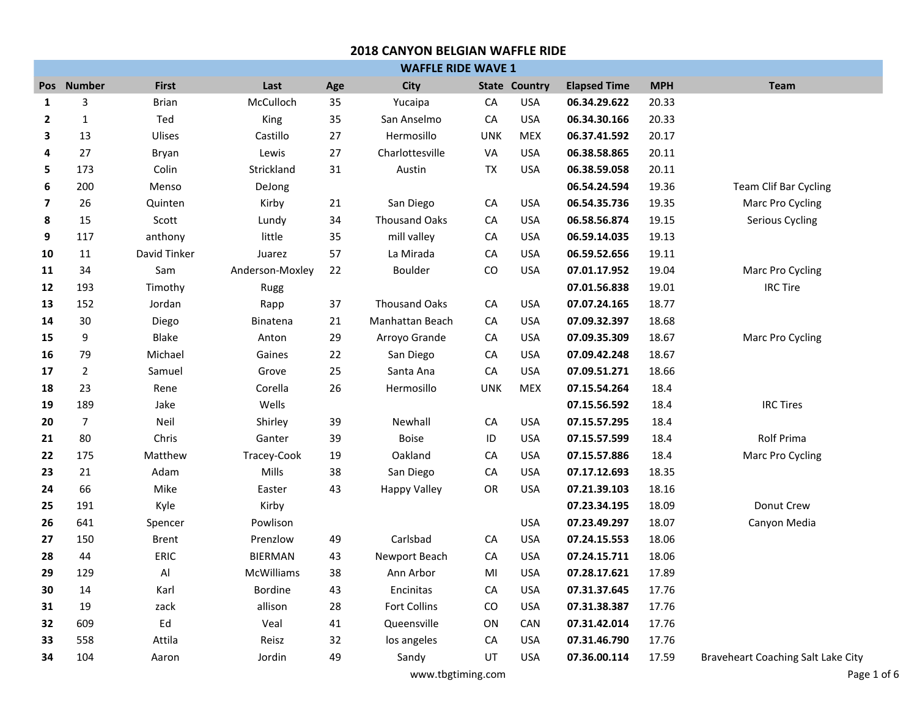# 2018 CANYON BELGIAN WAFFLE RIDE

## WAFFLE RIDE WAVE 1

| Pos | Number | First | Last | Age | City | State | Country | Elapsed Time | MPH | Team |
|---|---|---|---|---|---|---|---|---|---|---|
| **1** | 3 | Brian | McCulloch | 35 | Yucaipa | CA | USA | **06.34.29.622** | 20.33 | |
| **2** | 1 | Ted | King | 35 | San Anselmo | CA | USA | **06.34.30.166** | 20.33 | |
| **3** | 13 | Ulises | Castillo | 27 | Hermosillo | UNK | MEX | **06.37.41.592** | 20.17 | |
| **4** | 27 | Bryan | Lewis | 27 | Charlottesville | VA | USA | **06.38.58.865** | 20.11 | |
| **5** | 173 | Colin | Strickland | 31 | Austin | TX | USA | **06.38.59.058** | 20.11 | |
| **6** | 200 | Menso | DeJong | | | | | **06.54.24.594** | 19.36 | Team Clif Bar Cycling |
| **7** | 26 | Quinten | Kirby | 21 | San Diego | CA | USA | **06.54.35.736** | 19.35 | Marc Pro Cycling |
| **8** | 15 | Scott | Lundy | 34 | Thousand Oaks | CA | USA | **06.58.56.874** | 19.15 | Serious Cycling |
| **9** | 117 | anthony | little | 35 | mill valley | CA | USA | **06.59.14.035** | 19.13 | |
| **10** | 11 | David Tinker | Juarez | 57 | La Mirada | CA | USA | **06.59.52.656** | 19.11 | |
| **11** | 34 | Sam | Anderson-Moxley | 22 | Boulder | CO | USA | **07.01.17.952** | 19.04 | Marc Pro Cycling |
| **12** | 193 | Timothy | Rugg | | | | | **07.01.56.838** | 19.01 | IRC Tire |
| **13** | 152 | Jordan | Rapp | 37 | Thousand Oaks | CA | USA | **07.07.24.165** | 18.77 | |
| **14** | 30 | Diego | Binatena | 21 | Manhattan Beach | CA | USA | **07.09.32.397** | 18.68 | |
| **15** | 9 | Blake | Anton | 29 | Arroyo Grande | CA | USA | **07.09.35.309** | 18.67 | Marc Pro Cycling |
| **16** | 79 | Michael | Gaines | 22 | San Diego | CA | USA | **07.09.42.248** | 18.67 | |
| **17** | 2 | Samuel | Grove | 25 | Santa Ana | CA | USA | **07.09.51.271** | 18.66 | |
| **18** | 23 | Rene | Corella | 26 | Hermosillo | UNK | MEX | **07.15.54.264** | 18.4 | |
| **19** | 189 | Jake | Wells | | | | | **07.15.56.592** | 18.4 | IRC Tires |
| **20** | 7 | Neil | Shirley | 39 | Newhall | CA | USA | **07.15.57.295** | 18.4 | |
| **21** | 80 | Chris | Ganter | 39 | Boise | ID | USA | **07.15.57.599** | 18.4 | Rolf Prima |
| **22** | 175 | Matthew | Tracey-Cook | 19 | Oakland | CA | USA | **07.15.57.886** | 18.4 | Marc Pro Cycling |
| **23** | 21 | Adam | Mills | 38 | San Diego | CA | USA | **07.17.12.693** | 18.35 | |
| **24** | 66 | Mike | Easter | 43 | Happy Valley | OR | USA | **07.21.39.103** | 18.16 | |
| **25** | 191 | Kyle | Kirby | | | | | **07.23.34.195** | 18.09 | Donut Crew |
| **26** | 641 | Spencer | Powlison | | | | USA | **07.23.49.297** | 18.07 | Canyon Media |
| **27** | 150 | Brent | Prenzlow | 49 | Carlsbad | CA | USA | **07.24.15.553** | 18.06 | |
| **28** | 44 | ERIC | BIERMAN | 43 | Newport Beach | CA | USA | **07.24.15.711** | 18.06 | |
| **29** | 129 | Al | McWilliams | 38 | Ann Arbor | MI | USA | **07.28.17.621** | 17.89 | |
| **30** | 14 | Karl | Bordine | 43 | Encinitas | CA | USA | **07.31.37.645** | 17.76 | |
| **31** | 19 | zack | allison | 28 | Fort Collins | CO | USA | **07.31.38.387** | 17.76 | |
| **32** | 609 | Ed | Veal | 41 | Queensville | ON | CAN | **07.31.42.014** | 17.76 | |
| **33** | 558 | Attila | Reisz | 32 | los angeles | CA | USA | **07.31.46.790** | 17.76 | |
| **34** | 104 | Aaron | Jordin | 49 | Sandy | UT | USA | **07.36.00.114** | 17.59 | Braveheart Coaching Salt Lake City |

www.tbgtiming.com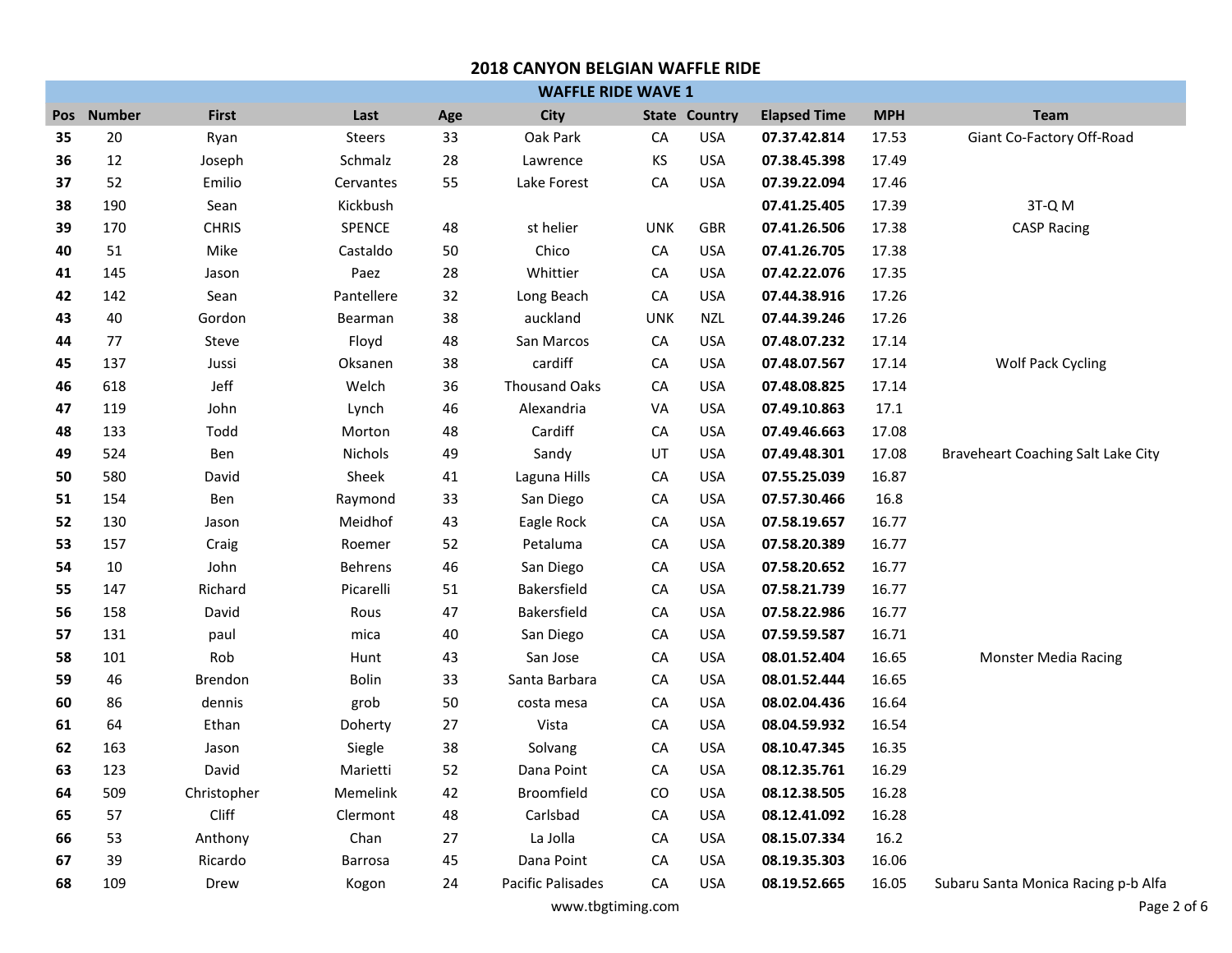# 2018 CANYON BELGIAN WAFFLE RIDE

## WAFFLE RIDE WAVE 1

| Pos | Number | First | Last | Age | City | State | Country | Elapsed Time | MPH | Team |
|---|---|---|---|---|---|---|---|---|---|---|
| **35** | 20 | Ryan | Steers | 33 | Oak Park | CA | USA | **07.37.42.814** | 17.53 | Giant Co-Factory Off-Road |
| **36** | 12 | Joseph | Schmalz | 28 | Lawrence | KS | USA | **07.38.45.398** | 17.49 | |
| **37** | 52 | Emilio | Cervantes | 55 | Lake Forest | CA | USA | **07.39.22.094** | 17.46 | |
| **38** | 190 | Sean | Kickbush | | | | | **07.41.25.405** | 17.39 | 3T-Q M |
| **39** | 170 | CHRIS | SPENCE | 48 | st helier | UNK | GBR | **07.41.26.506** | 17.38 | CASP Racing |
| **40** | 51 | Mike | Castaldo | 50 | Chico | CA | USA | **07.41.26.705** | 17.38 | |
| **41** | 145 | Jason | Paez | 28 | Whittier | CA | USA | **07.42.22.076** | 17.35 | |
| **42** | 142 | Sean | Pantellere | 32 | Long Beach | CA | USA | **07.44.38.916** | 17.26 | |
| **43** | 40 | Gordon | Bearman | 38 | auckland | UNK | NZL | **07.44.39.246** | 17.26 | |
| **44** | 77 | Steve | Floyd | 48 | San Marcos | CA | USA | **07.48.07.232** | 17.14 | |
| **45** | 137 | Jussi | Oksanen | 38 | cardiff | CA | USA | **07.48.07.567** | 17.14 | Wolf Pack Cycling |
| **46** | 618 | Jeff | Welch | 36 | Thousand Oaks | CA | USA | **07.48.08.825** | 17.14 | |
| **47** | 119 | John | Lynch | 46 | Alexandria | VA | USA | **07.49.10.863** | 17.1 | |
| **48** | 133 | Todd | Morton | 48 | Cardiff | CA | USA | **07.49.46.663** | 17.08 | |
| **49** | 524 | Ben | Nichols | 49 | Sandy | UT | USA | **07.49.48.301** | 17.08 | Braveheart Coaching Salt Lake City |
| **50** | 580 | David | Sheek | 41 | Laguna Hills | CA | USA | **07.55.25.039** | 16.87 | |
| **51** | 154 | Ben | Raymond | 33 | San Diego | CA | USA | **07.57.30.466** | 16.8 | |
| **52** | 130 | Jason | Meidhof | 43 | Eagle Rock | CA | USA | **07.58.19.657** | 16.77 | |
| **53** | 157 | Craig | Roemer | 52 | Petaluma | CA | USA | **07.58.20.389** | 16.77 | |
| **54** | 10 | John | Behrens | 46 | San Diego | CA | USA | **07.58.20.652** | 16.77 | |
| **55** | 147 | Richard | Picarelli | 51 | Bakersfield | CA | USA | **07.58.21.739** | 16.77 | |
| **56** | 158 | David | Rous | 47 | Bakersfield | CA | USA | **07.58.22.986** | 16.77 | |
| **57** | 131 | paul | mica | 40 | San Diego | CA | USA | **07.59.59.587** | 16.71 | |
| **58** | 101 | Rob | Hunt | 43 | San Jose | CA | USA | **08.01.52.404** | 16.65 | Monster Media Racing |
| **59** | 46 | Brendon | Bolin | 33 | Santa Barbara | CA | USA | **08.01.52.444** | 16.65 | |
| **60** | 86 | dennis | grob | 50 | costa mesa | CA | USA | **08.02.04.436** | 16.64 | |
| **61** | 64 | Ethan | Doherty | 27 | Vista | CA | USA | **08.04.59.932** | 16.54 | |
| **62** | 163 | Jason | Siegle | 38 | Solvang | CA | USA | **08.10.47.345** | 16.35 | |
| **63** | 123 | David | Marietti | 52 | Dana Point | CA | USA | **08.12.35.761** | 16.29 | |
| **64** | 509 | Christopher | Memelink | 42 | Broomfield | CO | USA | **08.12.38.505** | 16.28 | |
| **65** | 57 | Cliff | Clermont | 48 | Carlsbad | CA | USA | **08.12.41.092** | 16.28 | |
| **66** | 53 | Anthony | Chan | 27 | La Jolla | CA | USA | **08.15.07.334** | 16.2 | |
| **67** | 39 | Ricardo | Barrosa | 45 | Dana Point | CA | USA | **08.19.35.303** | 16.06 | |
| **68** | 109 | Drew | Kogon | 24 | Pacific Palisades | CA | USA | **08.19.52.665** | 16.05 | Subaru Santa Monica Racing p-b Alfa |

www.tbgtiming.com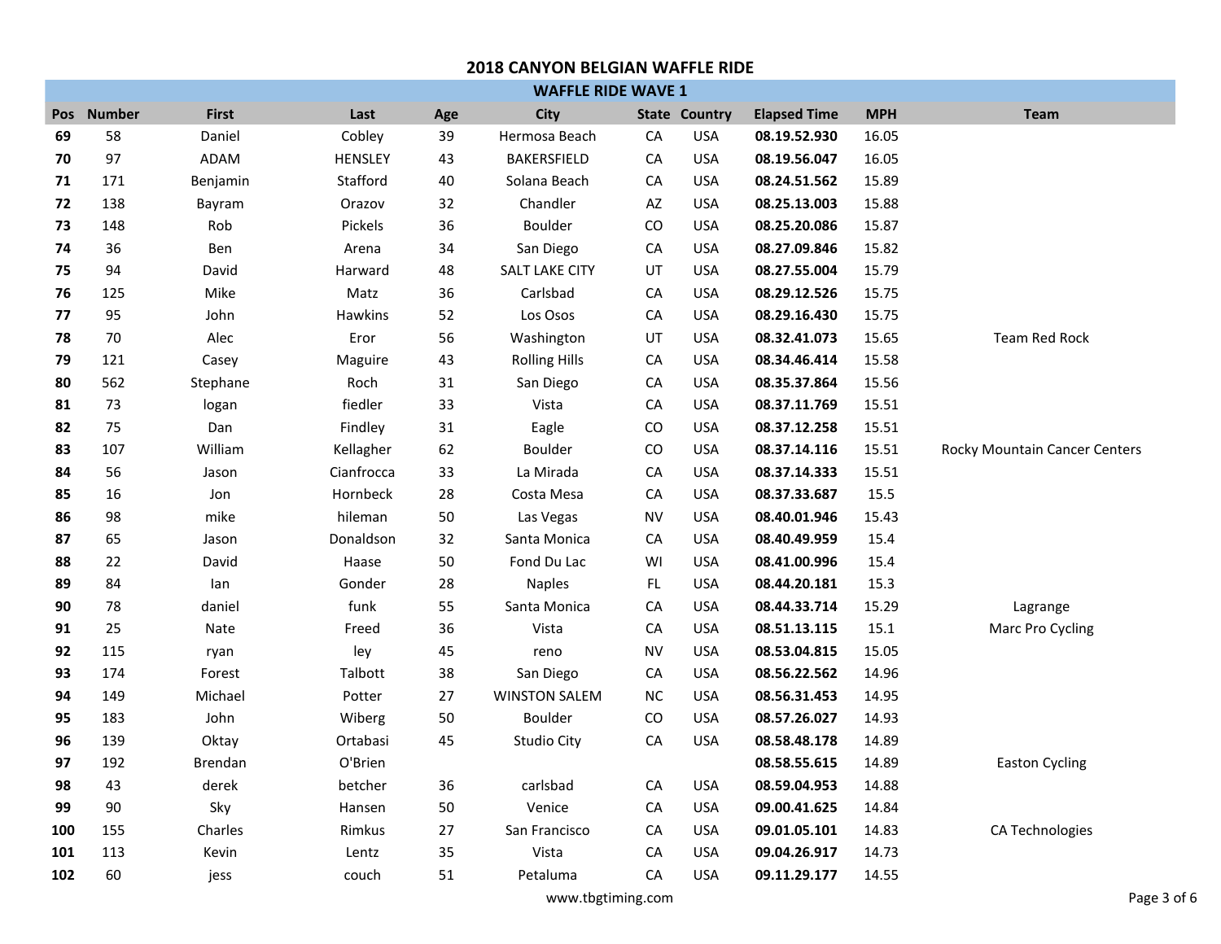# 2018 CANYON BELGIAN WAFFLE RIDE

## WAFFLE RIDE WAVE 1

| Pos | Number | First | Last | Age | City | State | Country | Elapsed Time | MPH | Team |
|---|---|---|---|---|---|---|---|---|---|---|
| **69** | 58 | Daniel | Cobley | 39 | Hermosa Beach | CA | USA | **08.19.52.930** | 16.05 | |
| **70** | 97 | ADAM | HENSLEY | 43 | BAKERSFIELD | CA | USA | **08.19.56.047** | 16.05 | |
| **71** | 171 | Benjamin | Stafford | 40 | Solana Beach | CA | USA | **08.24.51.562** | 15.89 | |
| **72** | 138 | Bayram | Orazov | 32 | Chandler | AZ | USA | **08.25.13.003** | 15.88 | |
| **73** | 148 | Rob | Pickels | 36 | Boulder | CO | USA | **08.25.20.086** | 15.87 | |
| **74** | 36 | Ben | Arena | 34 | San Diego | CA | USA | **08.27.09.846** | 15.82 | |
| **75** | 94 | David | Harward | 48 | SALT LAKE CITY | UT | USA | **08.27.55.004** | 15.79 | |
| **76** | 125 | Mike | Matz | 36 | Carlsbad | CA | USA | **08.29.12.526** | 15.75 | |
| **77** | 95 | John | Hawkins | 52 | Los Osos | CA | USA | **08.29.16.430** | 15.75 | |
| **78** | 70 | Alec | Eror | 56 | Washington | UT | USA | **08.32.41.073** | 15.65 | Team Red Rock |
| **79** | 121 | Casey | Maguire | 43 | Rolling Hills | CA | USA | **08.34.46.414** | 15.58 | |
| **80** | 562 | Stephane | Roch | 31 | San Diego | CA | USA | **08.35.37.864** | 15.56 | |
| **81** | 73 | logan | fiedler | 33 | Vista | CA | USA | **08.37.11.769** | 15.51 | |
| **82** | 75 | Dan | Findley | 31 | Eagle | CO | USA | **08.37.12.258** | 15.51 | |
| **83** | 107 | William | Kellagher | 62 | Boulder | CO | USA | **08.37.14.116** | 15.51 | Rocky Mountain Cancer Centers |
| **84** | 56 | Jason | Cianfrocca | 33 | La Mirada | CA | USA | **08.37.14.333** | 15.51 | |
| **85** | 16 | Jon | Hornbeck | 28 | Costa Mesa | CA | USA | **08.37.33.687** | 15.5 | |
| **86** | 98 | mike | hileman | 50 | Las Vegas | NV | USA | **08.40.01.946** | 15.43 | |
| **87** | 65 | Jason | Donaldson | 32 | Santa Monica | CA | USA | **08.40.49.959** | 15.4 | |
| **88** | 22 | David | Haase | 50 | Fond Du Lac | WI | USA | **08.41.00.996** | 15.4 | |
| **89** | 84 | Ian | Gonder | 28 | Naples | FL | USA | **08.44.20.181** | 15.3 | |
| **90** | 78 | daniel | funk | 55 | Santa Monica | CA | USA | **08.44.33.714** | 15.29 | Lagrange |
| **91** | 25 | Nate | Freed | 36 | Vista | CA | USA | **08.51.13.115** | 15.1 | Marc Pro Cycling |
| **92** | 115 | ryan | ley | 45 | reno | NV | USA | **08.53.04.815** | 15.05 | |
| **93** | 174 | Forest | Talbott | 38 | San Diego | CA | USA | **08.56.22.562** | 14.96 | |
| **94** | 149 | Michael | Potter | 27 | WINSTON SALEM | NC | USA | **08.56.31.453** | 14.95 | |
| **95** | 183 | John | Wiberg | 50 | Boulder | CO | USA | **08.57.26.027** | 14.93 | |
| **96** | 139 | Oktay | Ortabasi | 45 | Studio City | CA | USA | **08.58.48.178** | 14.89 | |
| **97** | 192 | Brendan | O'Brien | | | | | **08.58.55.615** | 14.89 | Easton Cycling |
| **98** | 43 | derek | betcher | 36 | carlsbad | CA | USA | **08.59.04.953** | 14.88 | |
| **99** | 90 | Sky | Hansen | 50 | Venice | CA | USA | **09.00.41.625** | 14.84 | |
| **100** | 155 | Charles | Rimkus | 27 | San Francisco | CA | USA | **09.01.05.101** | 14.83 | CA Technologies |
| **101** | 113 | Kevin | Lentz | 35 | Vista | CA | USA | **09.04.26.917** | 14.73 | |
| **102** | 60 | jess | couch | 51 | Petaluma | CA | USA | **09.11.29.177** | 14.55 | |

www.tbgtiming.com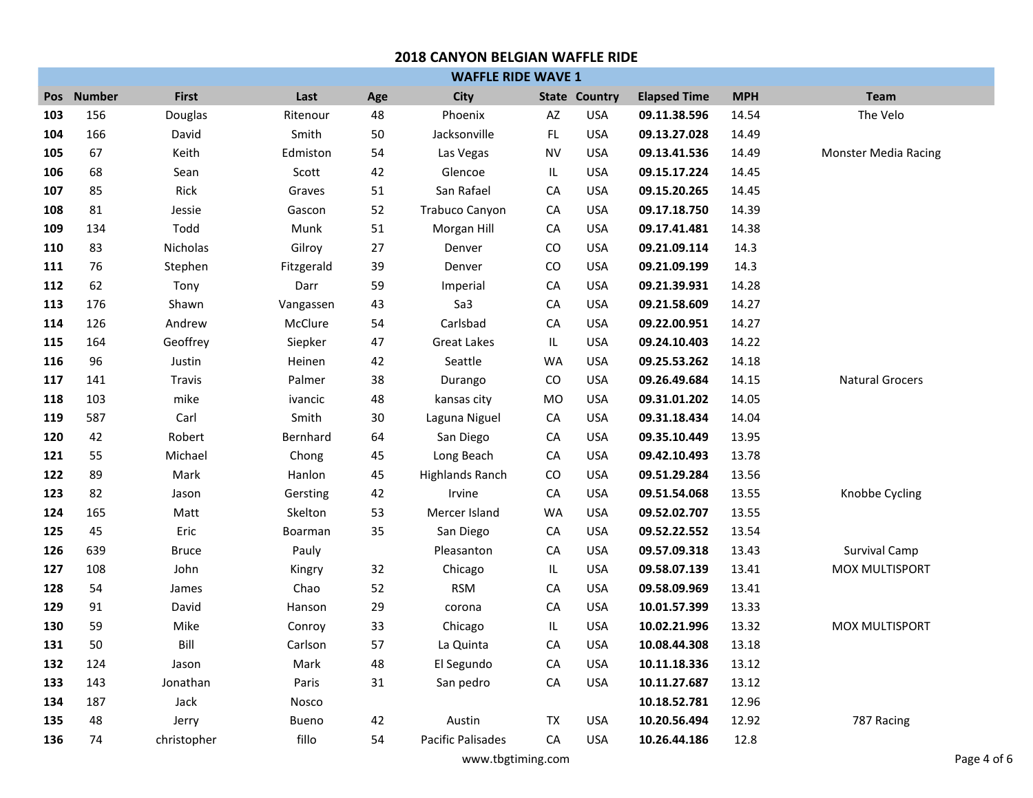## 2018 CANYON BELGIAN WAFFLE RIDE

### WAFFLE RIDE WAVE 1

| Pos | Number | First | Last | Age | City | State | Country | Elapsed Time | MPH | Team |
|---|---|---|---|---|---|---|---|---|---|---|
| **103** | 156 | Douglas | Ritenour | 48 | Phoenix | AZ | USA | **09.11.38.596** | 14.54 | The Velo |
| **104** | 166 | David | Smith | 50 | Jacksonville | FL | USA | **09.13.27.028** | 14.49 | |
| **105** | 67 | Keith | Edmiston | 54 | Las Vegas | NV | USA | **09.13.41.536** | 14.49 | Monster Media Racing |
| **106** | 68 | Sean | Scott | 42 | Glencoe | IL | USA | **09.15.17.224** | 14.45 | |
| **107** | 85 | Rick | Graves | 51 | San Rafael | CA | USA | **09.15.20.265** | 14.45 | |
| **108** | 81 | Jessie | Gascon | 52 | Trabuco Canyon | CA | USA | **09.17.18.750** | 14.39 | |
| **109** | 134 | Todd | Munk | 51 | Morgan Hill | CA | USA | **09.17.41.481** | 14.38 | |
| **110** | 83 | Nicholas | Gilroy | 27 | Denver | CO | USA | **09.21.09.114** | 14.3 | |
| **111** | 76 | Stephen | Fitzgerald | 39 | Denver | CO | USA | **09.21.09.199** | 14.3 | |
| **112** | 62 | Tony | Darr | 59 | Imperial | CA | USA | **09.21.39.931** | 14.28 | |
| **113** | 176 | Shawn | Vangassen | 43 | Sa3 | CA | USA | **09.21.58.609** | 14.27 | |
| **114** | 126 | Andrew | McClure | 54 | Carlsbad | CA | USA | **09.22.00.951** | 14.27 | |
| **115** | 164 | Geoffrey | Siepker | 47 | Great Lakes | IL | USA | **09.24.10.403** | 14.22 | |
| **116** | 96 | Justin | Heinen | 42 | Seattle | WA | USA | **09.25.53.262** | 14.18 | |
| **117** | 141 | Travis | Palmer | 38 | Durango | CO | USA | **09.26.49.684** | 14.15 | Natural Grocers |
| **118** | 103 | mike | ivancic | 48 | kansas city | MO | USA | **09.31.01.202** | 14.05 | |
| **119** | 587 | Carl | Smith | 30 | Laguna Niguel | CA | USA | **09.31.18.434** | 14.04 | |
| **120** | 42 | Robert | Bernhard | 64 | San Diego | CA | USA | **09.35.10.449** | 13.95 | |
| **121** | 55 | Michael | Chong | 45 | Long Beach | CA | USA | **09.42.10.493** | 13.78 | |
| **122** | 89 | Mark | Hanlon | 45 | Highlands Ranch | CO | USA | **09.51.29.284** | 13.56 | |
| **123** | 82 | Jason | Gersting | 42 | Irvine | CA | USA | **09.51.54.068** | 13.55 | Knobbe Cycling |
| **124** | 165 | Matt | Skelton | 53 | Mercer Island | WA | USA | **09.52.02.707** | 13.55 | |
| **125** | 45 | Eric | Boarman | 35 | San Diego | CA | USA | **09.52.22.552** | 13.54 | |
| **126** | 639 | Bruce | Pauly | | Pleasanton | CA | USA | **09.57.09.318** | 13.43 | Survival Camp |
| **127** | 108 | John | Kingry | 32 | Chicago | IL | USA | **09.58.07.139** | 13.41 | MOX MULTISPORT |
| **128** | 54 | James | Chao | 52 | RSM | CA | USA | **09.58.09.969** | 13.41 | |
| **129** | 91 | David | Hanson | 29 | corona | CA | USA | **10.01.57.399** | 13.33 | |
| **130** | 59 | Mike | Conroy | 33 | Chicago | IL | USA | **10.02.21.996** | 13.32 | MOX MULTISPORT |
| **131** | 50 | Bill | Carlson | 57 | La Quinta | CA | USA | **10.08.44.308** | 13.18 | |
| **132** | 124 | Jason | Mark | 48 | El Segundo | CA | USA | **10.11.18.336** | 13.12 | |
| **133** | 143 | Jonathan | Paris | 31 | San pedro | CA | USA | **10.11.27.687** | 13.12 | |
| **134** | 187 | Jack | Nosco | | | | | **10.18.52.781** | 12.96 | |
| **135** | 48 | Jerry | Bueno | 42 | Austin | TX | USA | **10.20.56.494** | 12.92 | 787 Racing |
| **136** | 74 | christopher | fillo | 54 | Pacific Palisades | CA | USA | **10.26.44.186** | 12.8 | |

www.tbgtiming.com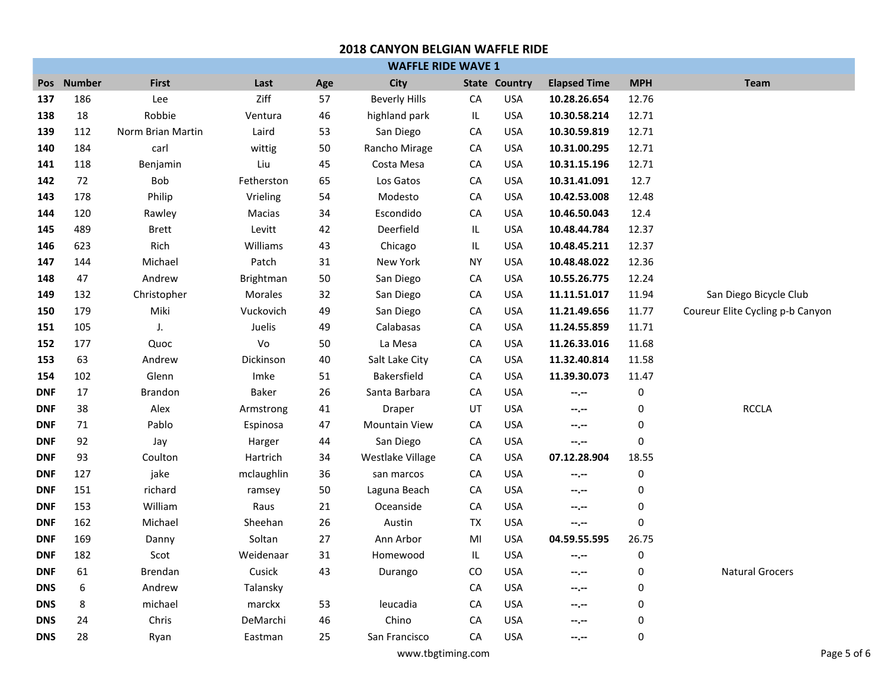# 2018 CANYON BELGIAN WAFFLE RIDE

## WAFFLE RIDE WAVE 1

| Pos | Number | First | Last | Age | City | State | Country | Elapsed Time | MPH | Team |
|---|---|---|---|---|---|---|---|---|---|---|
| **137** | 186 | Lee | Ziff | 57 | Beverly Hills | CA | USA | **10.28.26.654** | 12.76 | |
| **138** | 18 | Robbie | Ventura | 46 | highland park | IL | USA | **10.30.58.214** | 12.71 | |
| **139** | 112 | Norm Brian Martin | Laird | 53 | San Diego | CA | USA | **10.30.59.819** | 12.71 | |
| **140** | 184 | carl | wittig | 50 | Rancho Mirage | CA | USA | **10.31.00.295** | 12.71 | |
| **141** | 118 | Benjamin | Liu | 45 | Costa Mesa | CA | USA | **10.31.15.196** | 12.71 | |
| **142** | 72 | Bob | Fetherston | 65 | Los Gatos | CA | USA | **10.31.41.091** | 12.7 | |
| **143** | 178 | Philip | Vrieling | 54 | Modesto | CA | USA | **10.42.53.008** | 12.48 | |
| **144** | 120 | Rawley | Macias | 34 | Escondido | CA | USA | **10.46.50.043** | 12.4 | |
| **145** | 489 | Brett | Levitt | 42 | Deerfield | IL | USA | **10.48.44.784** | 12.37 | |
| **146** | 623 | Rich | Williams | 43 | Chicago | IL | USA | **10.48.45.211** | 12.37 | |
| **147** | 144 | Michael | Patch | 31 | New York | NY | USA | **10.48.48.022** | 12.36 | |
| **148** | 47 | Andrew | Brightman | 50 | San Diego | CA | USA | **10.55.26.775** | 12.24 | |
| **149** | 132 | Christopher | Morales | 32 | San Diego | CA | USA | **11.11.51.017** | 11.94 | San Diego Bicycle Club |
| **150** | 179 | Miki | Vuckovich | 49 | San Diego | CA | USA | **11.21.49.656** | 11.77 | Coureur Elite Cycling p-b Canyon |
| **151** | 105 | J. | Juelis | 49 | Calabasas | CA | USA | **11.24.55.859** | 11.71 | |
| **152** | 177 | Quoc | Vo | 50 | La Mesa | CA | USA | **11.26.33.016** | 11.68 | |
| **153** | 63 | Andrew | Dickinson | 40 | Salt Lake City | CA | USA | **11.32.40.814** | 11.58 | |
| **154** | 102 | Glenn | Imke | 51 | Bakersfield | CA | USA | **11.39.30.073** | 11.47 | |
| **DNF** | 17 | Brandon | Baker | 26 | Santa Barbara | CA | USA | --.-- | 0 | |
| **DNF** | 38 | Alex | Armstrong | 41 | Draper | UT | USA | --.-- | 0 | RCCLA |
| **DNF** | 71 | Pablo | Espinosa | 47 | Mountain View | CA | USA | --.-- | 0 | |
| **DNF** | 92 | Jay | Harger | 44 | San Diego | CA | USA | --.-- | 0 | |
| **DNF** | 93 | Coulton | Hartrich | 34 | Westlake Village | CA | USA | **07.12.28.904** | 18.55 | |
| **DNF** | 127 | jake | mclaughlin | 36 | san marcos | CA | USA | --.-- | 0 | |
| **DNF** | 151 | richard | ramsey | 50 | Laguna Beach | CA | USA | --.-- | 0 | |
| **DNF** | 153 | William | Raus | 21 | Oceanside | CA | USA | --.-- | 0 | |
| **DNF** | 162 | Michael | Sheehan | 26 | Austin | TX | USA | --.-- | 0 | |
| **DNF** | 169 | Danny | Soltan | 27 | Ann Arbor | MI | USA | **04.59.55.595** | 26.75 | |
| **DNF** | 182 | Scot | Weidenaar | 31 | Homewood | IL | USA | --.-- | 0 | |
| **DNF** | 61 | Brendan | Cusick | 43 | Durango | CO | USA | --.-- | 0 | Natural Grocers |
| **DNS** | 6 | Andrew | Talansky | | | CA | USA | --.-- | 0 | |
| **DNS** | 8 | michael | marckx | 53 | leucadia | CA | USA | --.-- | 0 | |
| **DNS** | 24 | Chris | DeMarchi | 46 | Chino | CA | USA | --.-- | 0 | |
| **DNS** | 28 | Ryan | Eastman | 25 | San Francisco | CA | USA | --.-- | 0 | |

www.tbgtiming.com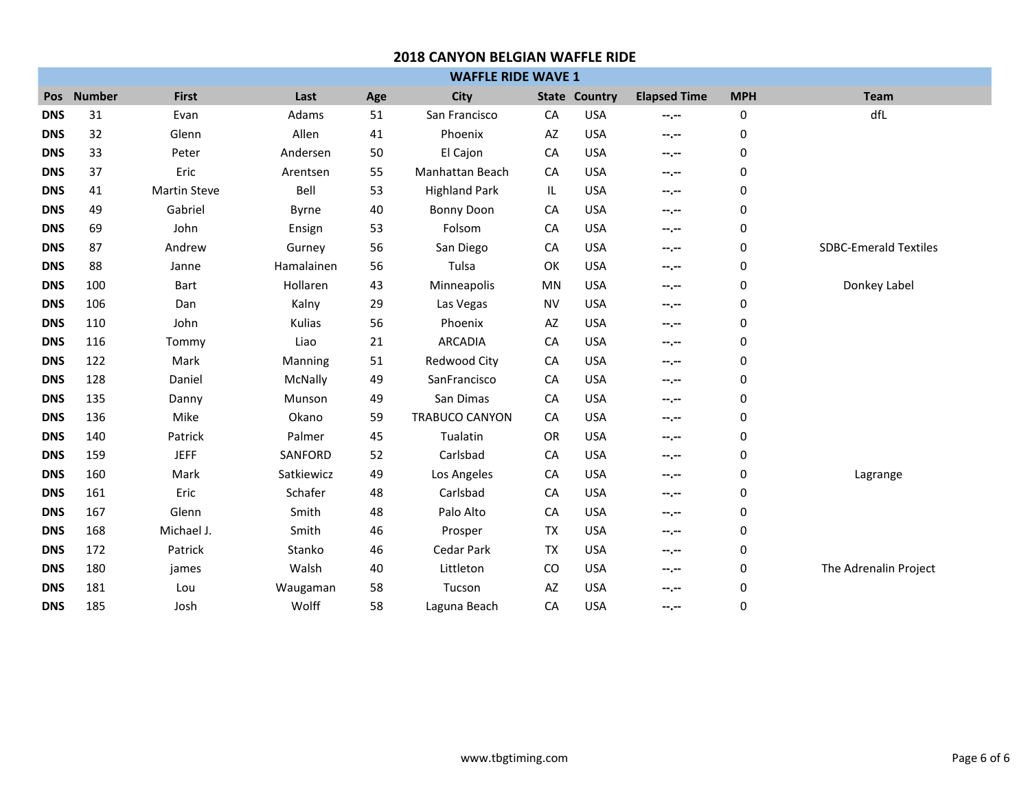# 2018 CANYON BELGIAN WAFFLE RIDE

## WAFFLE RIDE WAVE 1

| Pos | Number | First | Last | Age | City | State | Country | Elapsed Time | MPH | Team |
|---|---|---|---|---|---|---|---|---|---|---|
| DNS | 31 | Evan | Adams | 51 | San Francisco | CA | USA | --.-- | 0 | dfL |
| DNS | 32 | Glenn | Allen | 41 | Phoenix | AZ | USA | --.-- | 0 | |
| DNS | 33 | Peter | Andersen | 50 | El Cajon | CA | USA | --.-- | 0 | |
| DNS | 37 | Eric | Arentsen | 55 | Manhattan Beach | CA | USA | --.-- | 0 | |
| DNS | 41 | Martin Steve | Bell | 53 | Highland Park | IL | USA | --.-- | 0 | |
| DNS | 49 | Gabriel | Byrne | 40 | Bonny Doon | CA | USA | --.-- | 0 | |
| DNS | 69 | John | Ensign | 53 | Folsom | CA | USA | --.-- | 0 | |
| DNS | 87 | Andrew | Gurney | 56 | San Diego | CA | USA | --.-- | 0 | SDBC-Emerald Textiles |
| DNS | 88 | Janne | Hamalainen | 56 | Tulsa | OK | USA | --.-- | 0 | |
| DNS | 100 | Bart | Hollaren | 43 | Minneapolis | MN | USA | --.-- | 0 | Donkey Label |
| DNS | 106 | Dan | Kalny | 29 | Las Vegas | NV | USA | --.-- | 0 | |
| DNS | 110 | John | Kulias | 56 | Phoenix | AZ | USA | --.-- | 0 | |
| DNS | 116 | Tommy | Liao | 21 | ARCADIA | CA | USA | --.-- | 0 | |
| DNS | 122 | Mark | Manning | 51 | Redwood City | CA | USA | --.-- | 0 | |
| DNS | 128 | Daniel | McNally | 49 | SanFrancisco | CA | USA | --.-- | 0 | |
| DNS | 135 | Danny | Munson | 49 | San Dimas | CA | USA | --.-- | 0 | |
| DNS | 136 | Mike | Okano | 59 | TRABUCO CANYON | CA | USA | --.-- | 0 | |
| DNS | 140 | Patrick | Palmer | 45 | Tualatin | OR | USA | --.-- | 0 | |
| DNS | 159 | JEFF | SANFORD | 52 | Carlsbad | CA | USA | --.-- | 0 | |
| DNS | 160 | Mark | Satkiewicz | 49 | Los Angeles | CA | USA | --.-- | 0 | Lagrange |
| DNS | 161 | Eric | Schafer | 48 | Carlsbad | CA | USA | --.-- | 0 | |
| DNS | 167 | Glenn | Smith | 48 | Palo Alto | CA | USA | --.-- | 0 | |
| DNS | 168 | Michael J. | Smith | 46 | Prosper | TX | USA | --.-- | 0 | |
| DNS | 172 | Patrick | Stanko | 46 | Cedar Park | TX | USA | --.-- | 0 | |
| DNS | 180 | james | Walsh | 40 | Littleton | CO | USA | --.-- | 0 | The Adrenalin Project |
| DNS | 181 | Lou | Waugaman | 58 | Tucson | AZ | USA | --.-- | 0 | |
| DNS | 185 | Josh | Wolff | 58 | Laguna Beach | CA | USA | --.-- | 0 | |

www.tbgtiming.com